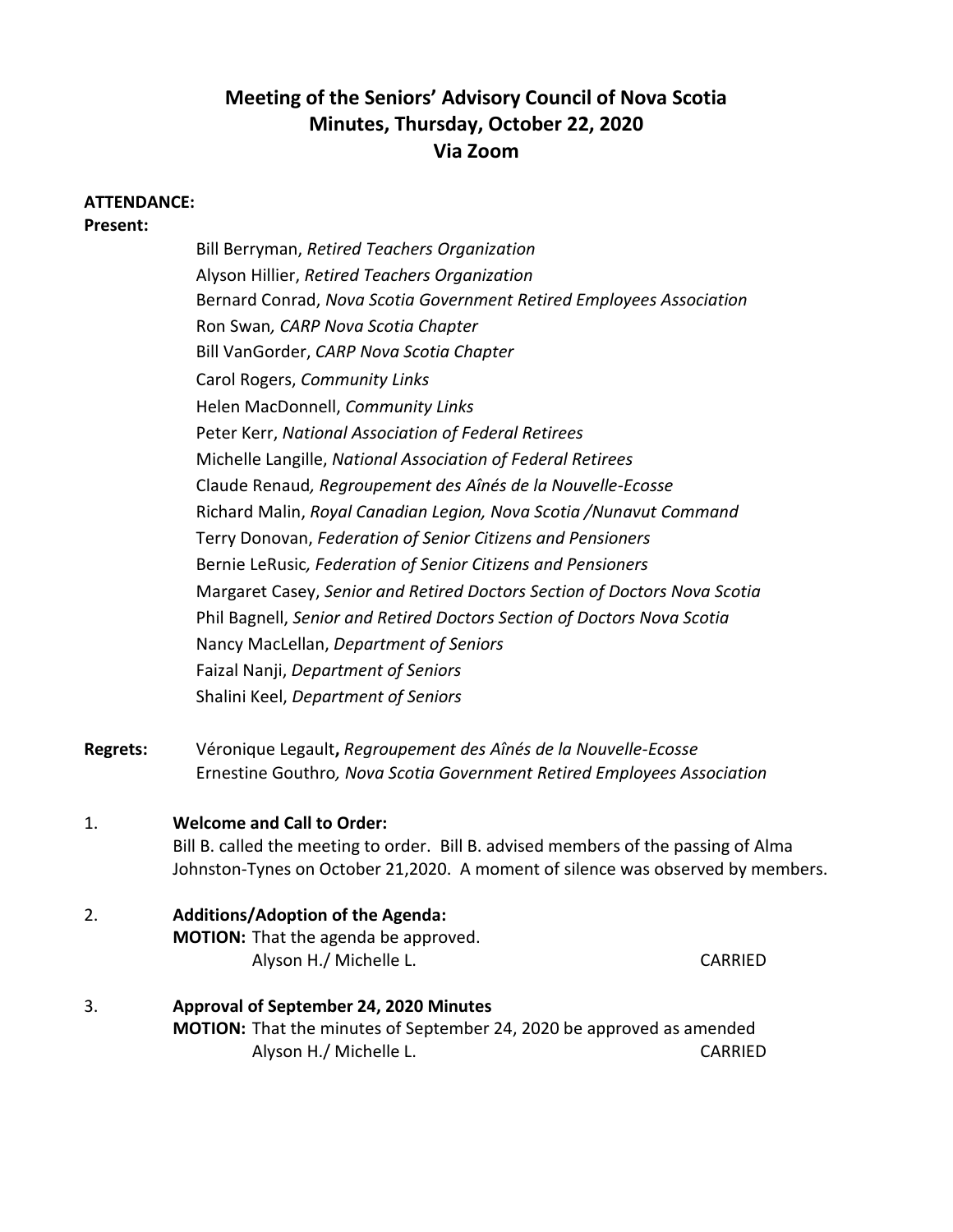# Meeting of the Seniors' Advisory Council of Nova Scotia
## Minutes, Thursday, October 22, 2020
## Via Zoom

**ATTENDANCE:**

**Present:**

Bill Berryman, *Retired Teachers Organization*
Alyson Hillier, *Retired Teachers Organization*
Bernard Conrad, *Nova Scotia Government Retired Employees Association*
Ron Swan*, CARP Nova Scotia Chapter*
Bill VanGorder, *CARP Nova Scotia Chapter*
Carol Rogers, *Community Links*
Helen MacDonnell, *Community Links*
Peter Kerr, *National Association of Federal Retirees*
Michelle Langille, *National Association of Federal Retirees*
Claude Renaud*, Regroupement des Aînés de la Nouvelle-Ecosse*
Richard Malin, *Royal Canadian Legion, Nova Scotia /Nunavut Command*
Terry Donovan, *Federation of Senior Citizens and Pensioners*
Bernie LeRusic*, Federation of Senior Citizens and Pensioners*
Margaret Casey, *Senior and Retired Doctors Section of Doctors Nova Scotia*
Phil Bagnell, *Senior and Retired Doctors Section of Doctors Nova Scotia*
Nancy MacLellan, *Department of Seniors*
Faizal Nanji, *Department of Seniors*
Shalini Keel, *Department of Seniors*

**Regrets:** Véronique Legault**,** *Regroupement des Aînés de la Nouvelle-Ecosse*
Ernestine Gouthro*, Nova Scotia Government Retired Employees Association*

1. **Welcome and Call to Order:**
Bill B. called the meeting to order. Bill B. advised members of the passing of Alma Johnston-Tynes on October 21,2020. A moment of silence was observed by members.

2. **Additions/Adoption of the Agenda:**
**MOTION:** That the agenda be approved.
Alyson H./ Michelle L. CARRIED

3. **Approval of September 24, 2020 Minutes**
**MOTION:** That the minutes of September 24, 2020 be approved as amended
Alyson H./ Michelle L. CARRIED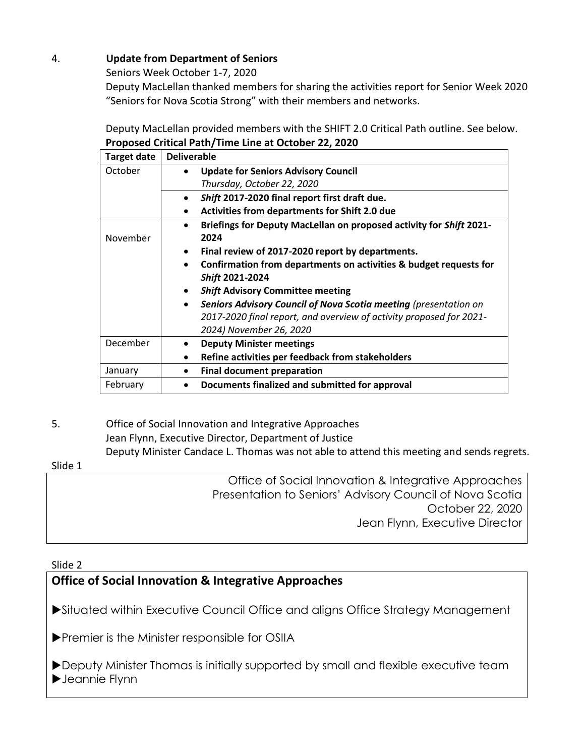4. **Update from Department of Seniors**

Seniors Week October 1-7, 2020

Deputy MacLellan thanked members for sharing the activities report for Senior Week 2020 "Seniors for Nova Scotia Strong" with their members and networks.

Deputy MacLellan provided members with the SHIFT 2.0 Critical Path outline. See below.

**Proposed Critical Path/Time Line at October 22, 2020**

| Target date | Deliverable |
|---|---|
| October | • **Update for Seniors Advisory Council** *Thursday, October 22, 2020* |
| | • ***Shift* 2017-2020 final report first draft due.** • **Activities from departments for Shift 2.0 due** |
| November | • **Briefings for Deputy MacLellan on proposed activity for *Shift* 2021-2024** • **Final review of 2017-2020 report by departments.** • **Confirmation from departments on activities & budget requests for *Shift* 2021-2024** • ***Shift* Advisory Committee meeting** • ***Seniors Advisory Council of Nova Scotia meeting*** *(presentation on 2017-2020 final report, and overview of activity proposed for 2021-2024) November 26, 2020* |
| December | • **Deputy Minister meetings** • **Refine activities per feedback from stakeholders** |
| January | • **Final document preparation** |
| February | • **Documents finalized and submitted for approval** |

5. Office of Social Innovation and Integrative Approaches

Jean Flynn, Executive Director, Department of Justice

Deputy Minister Candace L. Thomas was not able to attend this meeting and sends regrets.

Slide 1

Office of Social Innovation & Integrative Approaches
Presentation to Seniors' Advisory Council of Nova Scotia
October 22, 2020
Jean Flynn, Executive Director

Slide 2

**Office of Social Innovation & Integrative Approaches**

▶Situated within Executive Council Office and aligns Office Strategy Management

▶Premier is the Minister responsible for OSIIA

▶Deputy Minister Thomas is initially supported by small and flexible executive team
▶Jeannie Flynn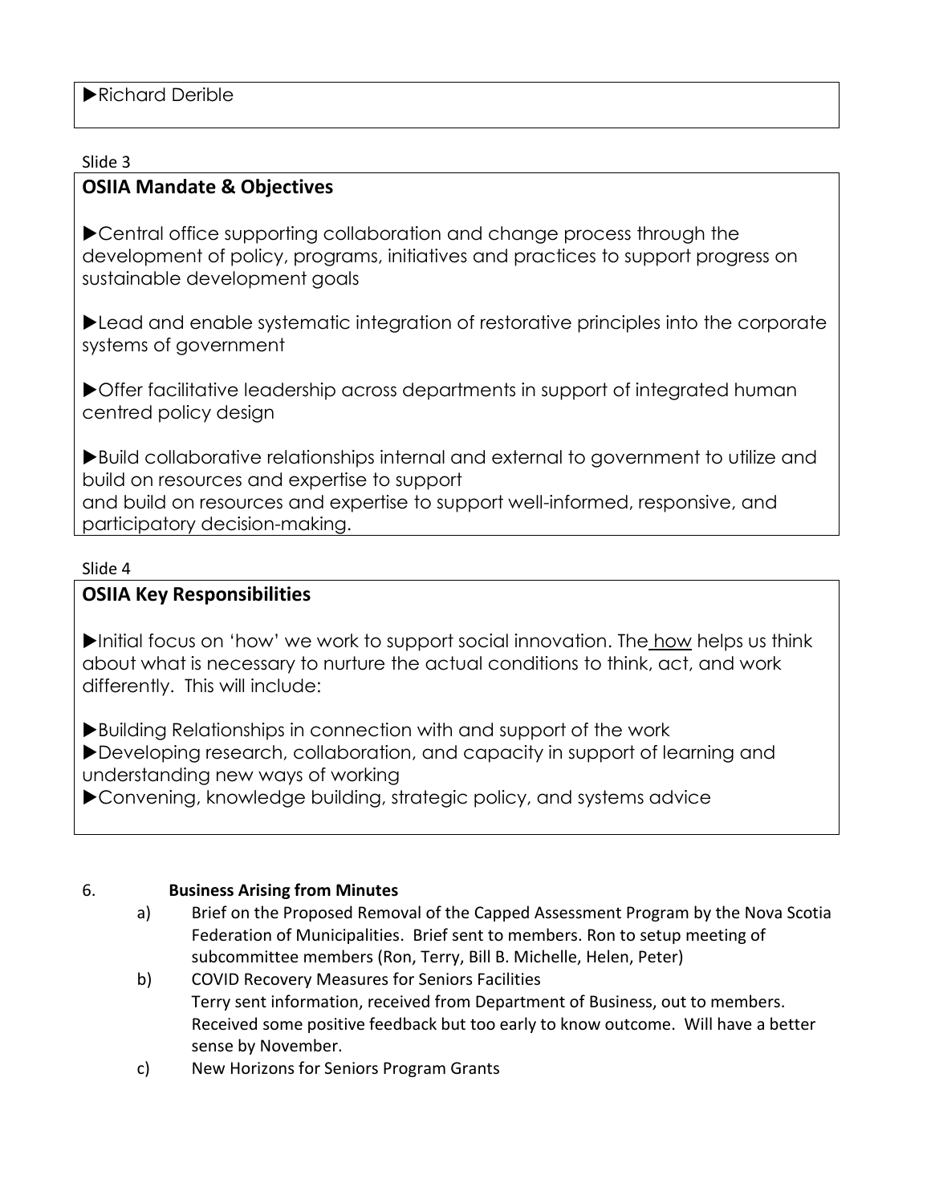▶Richard Derible

Slide 3

**OSIIA Mandate & Objectives**

▶Central office supporting collaboration and change process through the development of policy, programs, initiatives and practices to support progress on sustainable development goals

▶Lead and enable systematic integration of restorative principles into the corporate systems of government

▶Offer facilitative leadership across departments in support of integrated human centred policy design

▶Build collaborative relationships internal and external to government to utilize and build on resources and expertise to support
and build on resources and expertise to support well-informed, responsive, and participatory decision-making.

Slide 4

**OSIIA Key Responsibilities**

▶Initial focus on 'how' we work to support social innovation. The how helps us think about what is necessary to nurture the actual conditions to think, act, and work differently. This will include:

▶Building Relationships in connection with and support of the work
▶Developing research, collaboration, and capacity in support of learning and understanding new ways of working
▶Convening, knowledge building, strategic policy, and systems advice

6. **Business Arising from Minutes**

a) Brief on the Proposed Removal of the Capped Assessment Program by the Nova Scotia Federation of Municipalities. Brief sent to members. Ron to setup meeting of subcommittee members (Ron, Terry, Bill B. Michelle, Helen, Peter)

b) COVID Recovery Measures for Seniors Facilities
Terry sent information, received from Department of Business, out to members. Received some positive feedback but too early to know outcome. Will have a better sense by November.

c) New Horizons for Seniors Program Grants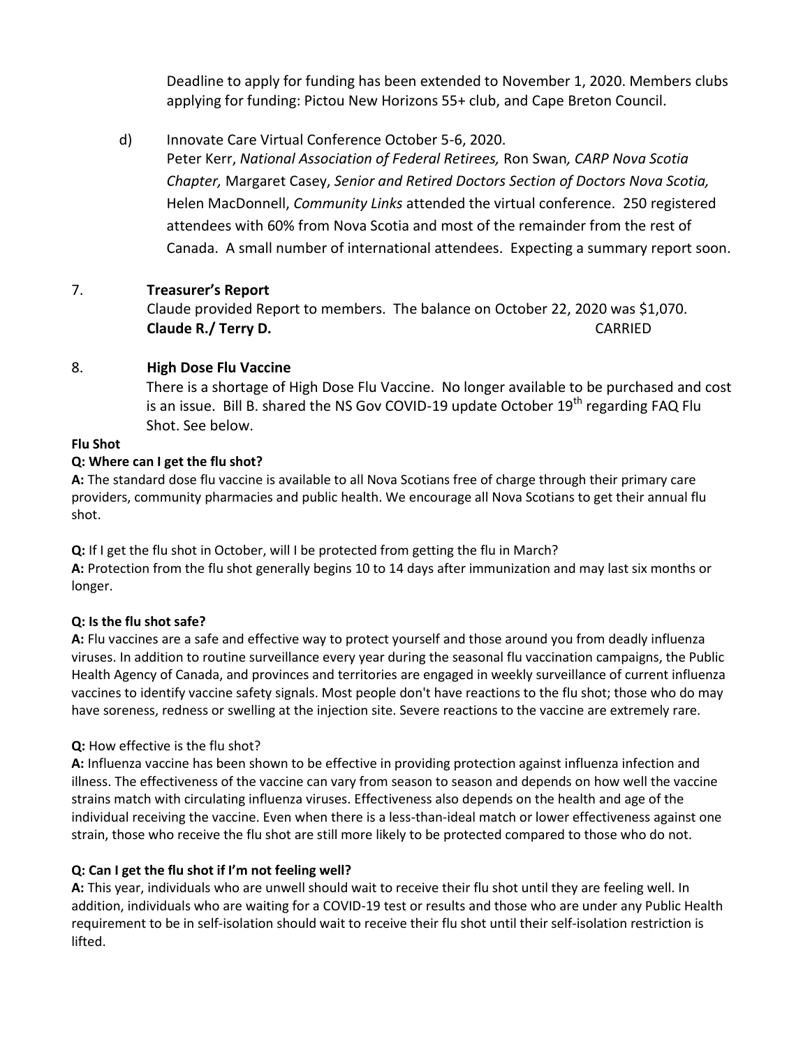Deadline to apply for funding has been extended to November 1, 2020. Members clubs applying for funding: Pictou New Horizons 55+ club, and Cape Breton Council.

d) Innovate Care Virtual Conference October 5-6, 2020.
Peter Kerr, *National Association of Federal Retirees,* Ron Swan*, CARP Nova Scotia Chapter,* Margaret Casey, *Senior and Retired Doctors Section of Doctors Nova Scotia,* Helen MacDonnell, *Community Links* attended the virtual conference. 250 registered attendees with 60% from Nova Scotia and most of the remainder from the rest of Canada. A small number of international attendees. Expecting a summary report soon.

7. **Treasurer's Report**

Claude provided Report to members. The balance on October 22, 2020 was $1,070.
**Claude R./ Terry D.** CARRIED

8. **High Dose Flu Vaccine**

There is a shortage of High Dose Flu Vaccine. No longer available to be purchased and cost is an issue. Bill B. shared the NS Gov COVID-19 update October 19th regarding FAQ Flu Shot. See below.

**Flu Shot**

**Q: Where can I get the flu shot?**

**A:** The standard dose flu vaccine is available to all Nova Scotians free of charge through their primary care providers, community pharmacies and public health. We encourage all Nova Scotians to get their annual flu shot.

**Q:** If I get the flu shot in October, will I be protected from getting the flu in March?

**A:** Protection from the flu shot generally begins 10 to 14 days after immunization and may last six months or longer.

**Q: Is the flu shot safe?**

**A:** Flu vaccines are a safe and effective way to protect yourself and those around you from deadly influenza viruses. In addition to routine surveillance every year during the seasonal flu vaccination campaigns, the Public Health Agency of Canada, and provinces and territories are engaged in weekly surveillance of current influenza vaccines to identify vaccine safety signals. Most people don't have reactions to the flu shot; those who do may have soreness, redness or swelling at the injection site. Severe reactions to the vaccine are extremely rare.

**Q:** How effective is the flu shot?

**A:** Influenza vaccine has been shown to be effective in providing protection against influenza infection and illness. The effectiveness of the vaccine can vary from season to season and depends on how well the vaccine strains match with circulating influenza viruses. Effectiveness also depends on the health and age of the individual receiving the vaccine. Even when there is a less-than-ideal match or lower effectiveness against one strain, those who receive the flu shot are still more likely to be protected compared to those who do not.

**Q: Can I get the flu shot if I'm not feeling well?**

**A:** This year, individuals who are unwell should wait to receive their flu shot until they are feeling well. In addition, individuals who are waiting for a COVID-19 test or results and those who are under any Public Health requirement to be in self-isolation should wait to receive their flu shot until their self-isolation restriction is lifted.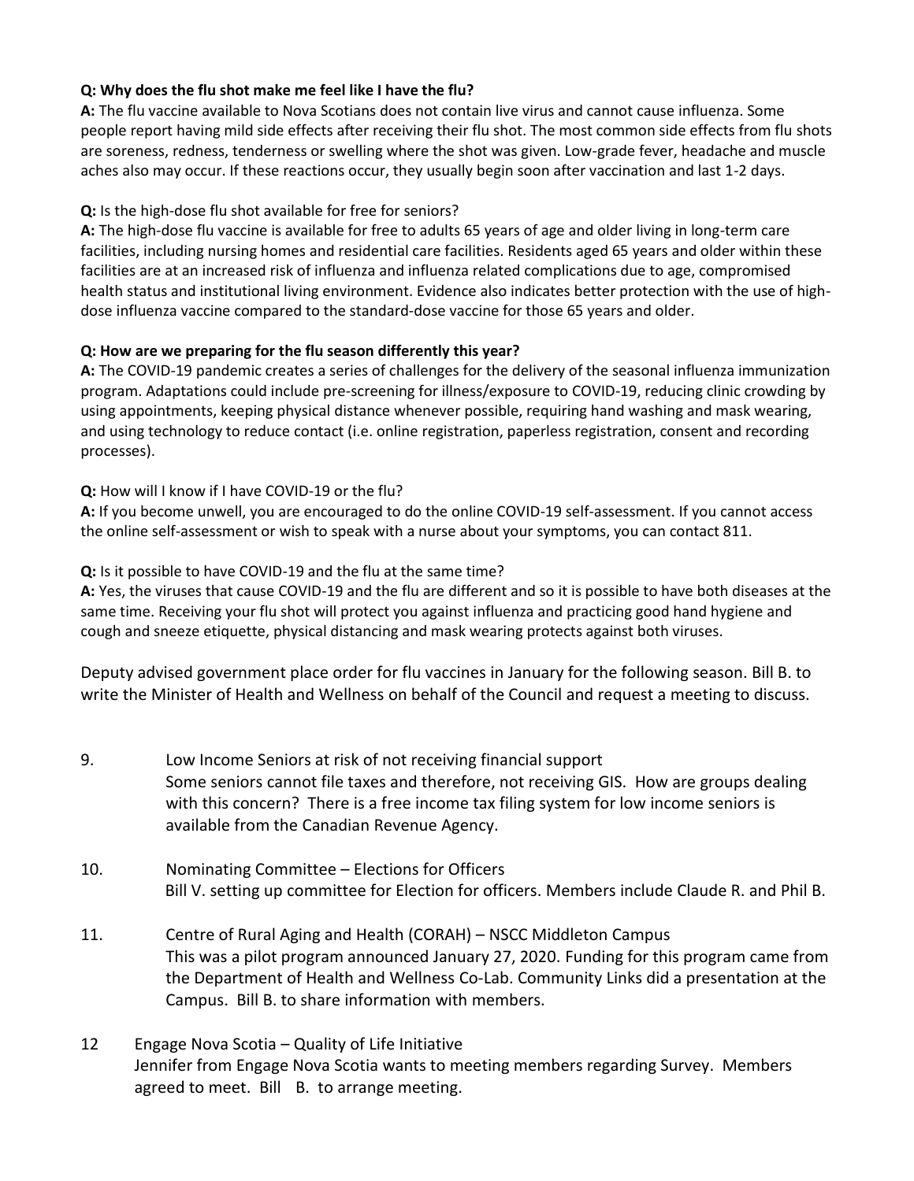**Q: Why does the flu shot make me feel like I have the flu?**
**A:** The flu vaccine available to Nova Scotians does not contain live virus and cannot cause influenza. Some people report having mild side effects after receiving their flu shot. The most common side effects from flu shots are soreness, redness, tenderness or swelling where the shot was given. Low-grade fever, headache and muscle aches also may occur. If these reactions occur, they usually begin soon after vaccination and last 1-2 days.

**Q:** Is the high-dose flu shot available for free for seniors?
**A:** The high-dose flu vaccine is available for free to adults 65 years of age and older living in long-term care facilities, including nursing homes and residential care facilities. Residents aged 65 years and older within these facilities are at an increased risk of influenza and influenza related complications due to age, compromised health status and institutional living environment. Evidence also indicates better protection with the use of high-dose influenza vaccine compared to the standard-dose vaccine for those 65 years and older.

**Q: How are we preparing for the flu season differently this year?**
**A:** The COVID-19 pandemic creates a series of challenges for the delivery of the seasonal influenza immunization program. Adaptations could include pre-screening for illness/exposure to COVID-19, reducing clinic crowding by using appointments, keeping physical distance whenever possible, requiring hand washing and mask wearing, and using technology to reduce contact (i.e. online registration, paperless registration, consent and recording processes).

**Q:** How will I know if I have COVID-19 or the flu?
**A:** If you become unwell, you are encouraged to do the online COVID-19 self-assessment. If you cannot access the online self-assessment or wish to speak with a nurse about your symptoms, you can contact 811.

**Q:** Is it possible to have COVID-19 and the flu at the same time?
**A:** Yes, the viruses that cause COVID-19 and the flu are different and so it is possible to have both diseases at the same time. Receiving your flu shot will protect you against influenza and practicing good hand hygiene and cough and sneeze etiquette, physical distancing and mask wearing protects against both viruses.

Deputy advised government place order for flu vaccines in January for the following season. Bill B. to write the Minister of Health and Wellness on behalf of the Council and request a meeting to discuss.

9. Low Income Seniors at risk of not receiving financial support
   Some seniors cannot file taxes and therefore, not receiving GIS. How are groups dealing with this concern? There is a free income tax filing system for low income seniors is available from the Canadian Revenue Agency.

10. Nominating Committee – Elections for Officers
    Bill V. setting up committee for Election for officers. Members include Claude R. and Phil B.

11. Centre of Rural Aging and Health (CORAH) – NSCC Middleton Campus
    This was a pilot program announced January 27, 2020. Funding for this program came from the Department of Health and Wellness Co-Lab. Community Links did a presentation at the Campus. Bill B. to share information with members.

12 Engage Nova Scotia – Quality of Life Initiative
   Jennifer from Engage Nova Scotia wants to meeting members regarding Survey. Members agreed to meet. Bill B. to arrange meeting.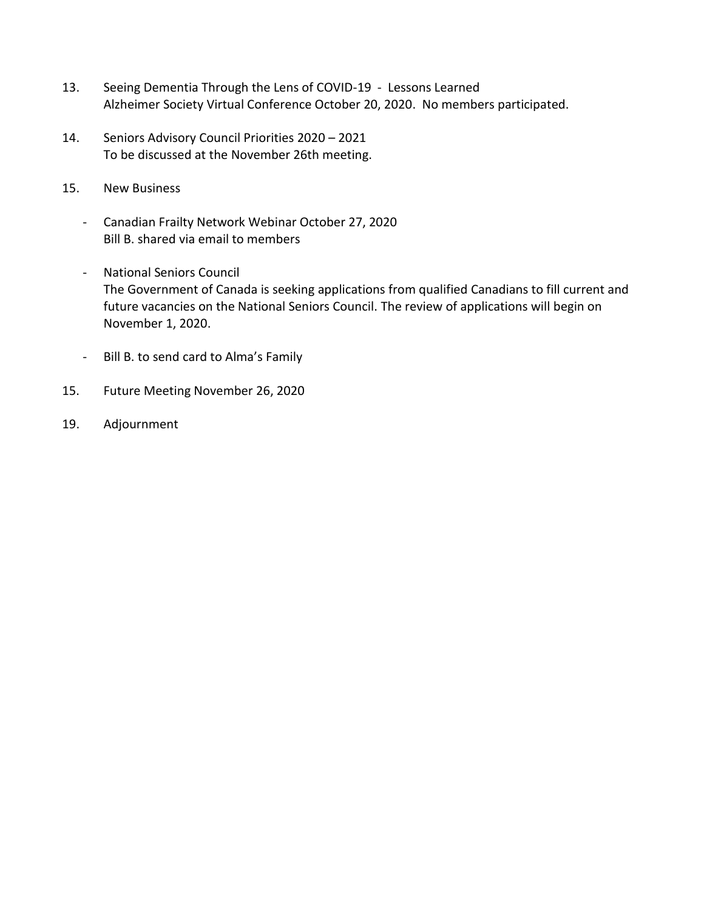13. Seeing Dementia Through the Lens of COVID-19 - Lessons Learned
    Alzheimer Society Virtual Conference October 20, 2020. No members participated.

14. Seniors Advisory Council Priorities 2020 – 2021
    To be discussed at the November 26th meeting.

15. New Business

    - Canadian Frailty Network Webinar October 27, 2020
      Bill B. shared via email to members

    - National Seniors Council
      The Government of Canada is seeking applications from qualified Canadians to fill current and future vacancies on the National Seniors Council. The review of applications will begin on November 1, 2020.

    - Bill B. to send card to Alma's Family

15. Future Meeting November 26, 2020

19. Adjournment